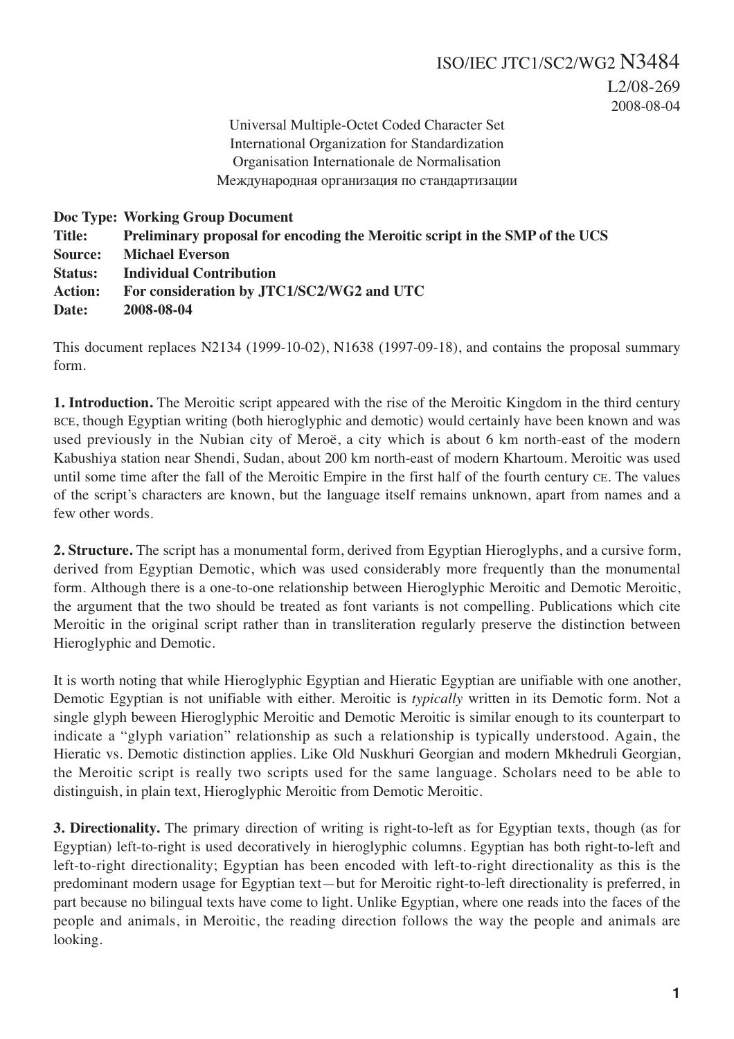ISO/IEC JTC1/SC2/WG2 N3484
L2/08-269
2008-08-04

Universal Multiple-Octet Coded Character Set
International Organization for Standardization
Organisation Internationale de Normalisation
Международная организация по стандартизации

**Doc Type: Working Group Document**
**Title: Preliminary proposal for encoding the Meroitic script in the SMP of the UCS**
**Source: Michael Everson**
**Status: Individual Contribution**
**Action: For consideration by JTC1/SC2/WG2 and UTC**
**Date: 2008-08-04**

This document replaces N2134 (1999-10-02), N1638 (1997-09-18), and contains the proposal summary form.

**1. Introduction.** The Meroitic script appeared with the rise of the Meroitic Kingdom in the third century BCE, though Egyptian writing (both hieroglyphic and demotic) would certainly have been known and was used previously in the Nubian city of Meroë, a city which is about 6 km north-east of the modern Kabushiya station near Shendi, Sudan, about 200 km north-east of modern Khartoum. Meroitic was used until some time after the fall of the Meroitic Empire in the first half of the fourth century CE. The values of the script's characters are known, but the language itself remains unknown, apart from names and a few other words.

**2. Structure.** The script has a monumental form, derived from Egyptian Hieroglyphs, and a cursive form, derived from Egyptian Demotic, which was used considerably more frequently than the monumental form. Although there is a one-to-one relationship between Hieroglyphic Meroitic and Demotic Meroitic, the argument that the two should be treated as font variants is not compelling. Publications which cite Meroitic in the original script rather than in transliteration regularly preserve the distinction between Hieroglyphic and Demotic.

It is worth noting that while Hieroglyphic Egyptian and Hieratic Egyptian are unifiable with one another, Demotic Egyptian is not unifiable with either. Meroitic is *typically* written in its Demotic form. Not a single glyph beween Hieroglyphic Meroitic and Demotic Meroitic is similar enough to its counterpart to indicate a "glyph variation" relationship as such a relationship is typically understood. Again, the Hieratic vs. Demotic distinction applies. Like Old Nuskhuri Georgian and modern Mkhedruli Georgian, the Meroitic script is really two scripts used for the same language. Scholars need to be able to distinguish, in plain text, Hieroglyphic Meroitic from Demotic Meroitic.

**3. Directionality.** The primary direction of writing is right-to-left as for Egyptian texts, though (as for Egyptian) left-to-right is used decoratively in hieroglyphic columns. Egyptian has both right-to-left and left-to-right directionality; Egyptian has been encoded with left-to-right directionality as this is the predominant modern usage for Egyptian text—but for Meroitic right-to-left directionality is preferred, in part because no bilingual texts have come to light. Unlike Egyptian, where one reads into the faces of the people and animals, in Meroitic, the reading direction follows the way the people and animals are looking.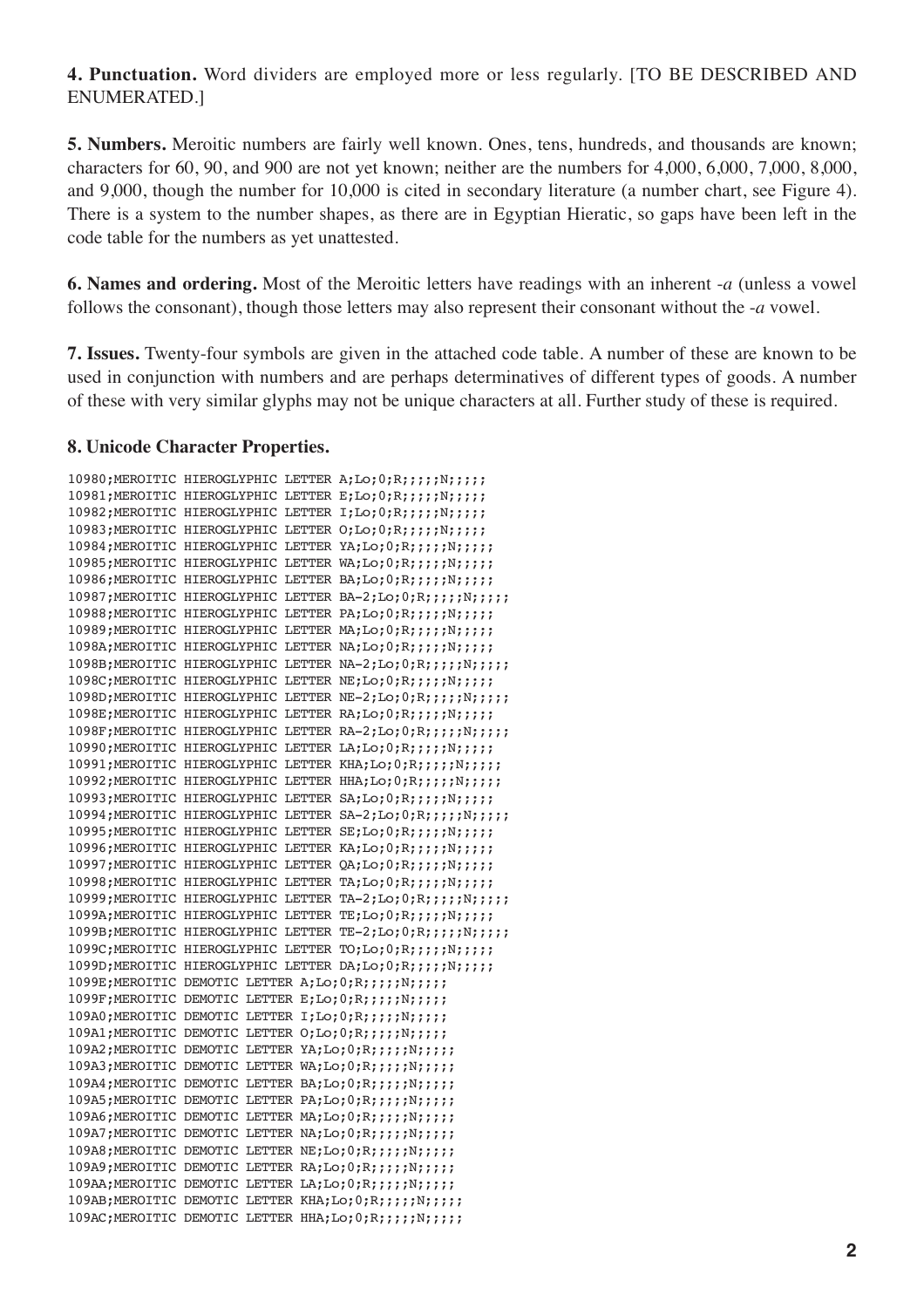**4. Punctuation.** Word dividers are employed more or less regularly. [TO BE DESCRIBED AND ENUMERATED.]

**5. Numbers.** Meroitic numbers are fairly well known. Ones, tens, hundreds, and thousands are known; characters for 60, 90, and 900 are not yet known; neither are the numbers for 4,000, 6,000, 7,000, 8,000, and 9,000, though the number for 10,000 is cited in secondary literature (a number chart, see Figure 4). There is a system to the number shapes, as there are in Egyptian Hieratic, so gaps have been left in the code table for the numbers as yet unattested.

**6. Names and ordering.** Most of the Meroitic letters have readings with an inherent *-a* (unless a vowel follows the consonant), though those letters may also represent their consonant without the *-a* vowel.

**7. Issues.** Twenty-four symbols are given in the attached code table. A number of these are known to be used in conjunction with numbers and are perhaps determinatives of different types of goods. A number of these with very similar glyphs may not be unique characters at all. Further study of these is required.

**8. Unicode Character Properties.**

```
10980;MEROITIC HIEROGLYPHIC LETTER A;Lo;0;R;;;;;N;;;;;
10981;MEROITIC HIEROGLYPHIC LETTER E;Lo;0;R;;;;;N;;;;;
10982;MEROITIC HIEROGLYPHIC LETTER I;Lo;0;R;;;;;N;;;;;
10983;MEROITIC HIEROGLYPHIC LETTER O;Lo;0;R;;;;;N;;;;;
10984;MEROITIC HIEROGLYPHIC LETTER YA;Lo;0;R;;;;;N;;;;;
10985;MEROITIC HIEROGLYPHIC LETTER WA;Lo;0;R;;;;;N;;;;;
10986;MEROITIC HIEROGLYPHIC LETTER BA;Lo;0;R;;;;;N;;;;;
10987;MEROITIC HIEROGLYPHIC LETTER BA-2;Lo;0;R;;;;;N;;;;;
10988;MEROITIC HIEROGLYPHIC LETTER PA;Lo;0;R;;;;;N;;;;;
10989;MEROITIC HIEROGLYPHIC LETTER MA;Lo;0;R;;;;;N;;;;;
1098A;MEROITIC HIEROGLYPHIC LETTER NA;Lo;0;R;;;;;N;;;;;
1098B;MEROITIC HIEROGLYPHIC LETTER NA-2;Lo;0;R;;;;;N;;;;;
1098C;MEROITIC HIEROGLYPHIC LETTER NE;Lo;0;R;;;;;N;;;;;
1098D;MEROITIC HIEROGLYPHIC LETTER NE-2;Lo;0;R;;;;;N;;;;;
1098E;MEROITIC HIEROGLYPHIC LETTER RA;Lo;0;R;;;;;N;;;;;
1098F;MEROITIC HIEROGLYPHIC LETTER RA-2;Lo;0;R;;;;;N;;;;;
10990;MEROITIC HIEROGLYPHIC LETTER LA;Lo;0;R;;;;;N;;;;;
10991;MEROITIC HIEROGLYPHIC LETTER KHA;Lo;0;R;;;;;N;;;;;
10992;MEROITIC HIEROGLYPHIC LETTER HHA;Lo;0;R;;;;;N;;;;;
10993;MEROITIC HIEROGLYPHIC LETTER SA;Lo;0;R;;;;;N;;;;;
10994;MEROITIC HIEROGLYPHIC LETTER SA-2;Lo;0;R;;;;;N;;;;;
10995;MEROITIC HIEROGLYPHIC LETTER SE;Lo;0;R;;;;;N;;;;;
10996;MEROITIC HIEROGLYPHIC LETTER KA;Lo;0;R;;;;;N;;;;;
10997;MEROITIC HIEROGLYPHIC LETTER QA;Lo;0;R;;;;;N;;;;;
10998;MEROITIC HIEROGLYPHIC LETTER TA;Lo;0;R;;;;;N;;;;;
10999;MEROITIC HIEROGLYPHIC LETTER TA-2;Lo;0;R;;;;;N;;;;;
1099A;MEROITIC HIEROGLYPHIC LETTER TE;Lo;0;R;;;;;N;;;;;
1099B;MEROITIC HIEROGLYPHIC LETTER TE-2;Lo;0;R;;;;;N;;;;;
1099C;MEROITIC HIEROGLYPHIC LETTER TO;Lo;0;R;;;;;N;;;;;
1099D;MEROITIC HIEROGLYPHIC LETTER DA;Lo;0;R;;;;;N;;;;;
1099E;MEROITIC DEMOTIC LETTER A;Lo;0;R;;;;;N;;;;;
1099F;MEROITIC DEMOTIC LETTER E;Lo;0;R;;;;;N;;;;;
109A0;MEROITIC DEMOTIC LETTER I;Lo;0;R;;;;;N;;;;;
109A1;MEROITIC DEMOTIC LETTER O;Lo;0;R;;;;;N;;;;;
109A2;MEROITIC DEMOTIC LETTER YA;Lo;0;R;;;;;N;;;;;
109A3;MEROITIC DEMOTIC LETTER WA;Lo;0;R;;;;;N;;;;;
109A4;MEROITIC DEMOTIC LETTER BA;Lo;0;R;;;;;N;;;;;
109A5;MEROITIC DEMOTIC LETTER PA;Lo;0;R;;;;;N;;;;;
109A6;MEROITIC DEMOTIC LETTER MA;Lo;0;R;;;;;N;;;;;
109A7;MEROITIC DEMOTIC LETTER NA;Lo;0;R;;;;;N;;;;;
109A8;MEROITIC DEMOTIC LETTER NE;Lo;0;R;;;;;N;;;;;
109A9;MEROITIC DEMOTIC LETTER RA;Lo;0;R;;;;;N;;;;;
109AA;MEROITIC DEMOTIC LETTER LA;Lo;0;R;;;;;N;;;;;
109AB;MEROITIC DEMOTIC LETTER KHA;Lo;0;R;;;;;N;;;;;
109AC;MEROITIC DEMOTIC LETTER HHA;Lo;0;R;;;;;N;;;;;
```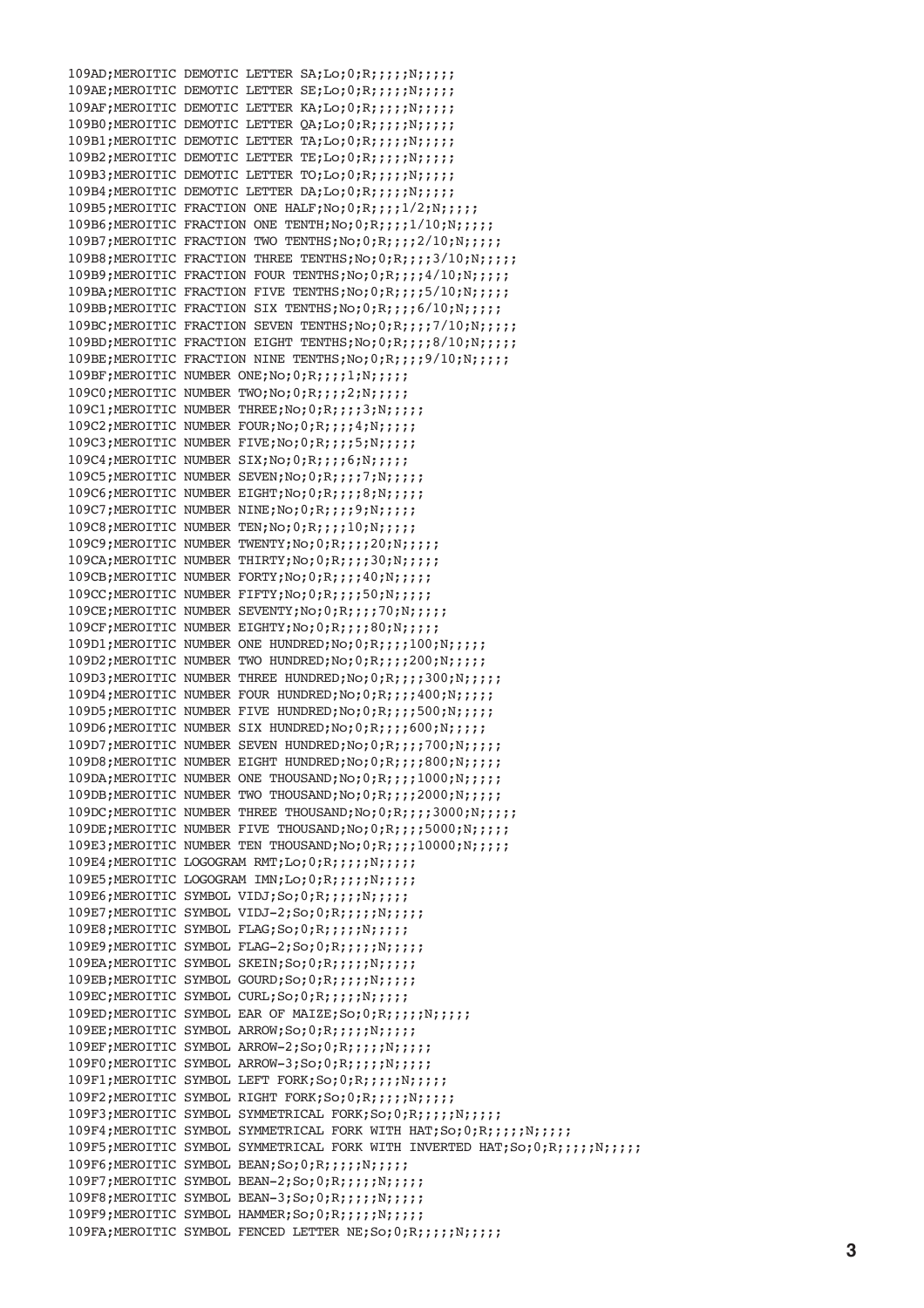```
109AD;MEROITIC DEMOTIC LETTER SA;Lo;0;R;;;;;N;;;;;
109AE;MEROITIC DEMOTIC LETTER SE;Lo;0;R;;;;;N;;;;;
109AF;MEROITIC DEMOTIC LETTER KA;Lo;0;R;;;;;N;;;;;
109B0;MEROITIC DEMOTIC LETTER QA;Lo;0;R;;;;;N;;;;;
109B1;MEROITIC DEMOTIC LETTER TA;Lo;0;R;;;;;N;;;;;
109B2;MEROITIC DEMOTIC LETTER TE;Lo;0;R;;;;;N;;;;;
109B3;MEROITIC DEMOTIC LETTER TO;Lo;0;R;;;;;N;;;;;
109B4;MEROITIC DEMOTIC LETTER DA;Lo;0;R;;;;;N;;;;;
109B5;MEROITIC FRACTION ONE HALF;No;0;R;;;;1/2;N;;;;;
109B6;MEROITIC FRACTION ONE TENTH;No;0;R;;;;1/10;N;;;;;
109B7;MEROITIC FRACTION TWO TENTHS;No;0;R;;;;2/10;N;;;;;
109B8;MEROITIC FRACTION THREE TENTHS;No;0;R;;;;3/10;N;;;;;
109B9;MEROITIC FRACTION FOUR TENTHS;No;0;R;;;;4/10;N;;;;;
109BA;MEROITIC FRACTION FIVE TENTHS;No;0;R;;;;5/10;N;;;;;
109BB;MEROITIC FRACTION SIX TENTHS;No;0;R;;;;6/10;N;;;;;
109BC;MEROITIC FRACTION SEVEN TENTHS;No;0;R;;;;7/10;N;;;;;
109BD;MEROITIC FRACTION EIGHT TENTHS;No;0;R;;;;8/10;N;;;;;
109BE;MEROITIC FRACTION NINE TENTHS;No;0;R;;;;9/10;N;;;;;
109BF;MEROITIC NUMBER ONE;No;0;R;;;;1;N;;;;;
109C0;MEROITIC NUMBER TWO;No;0;R;;;;2;N;;;;;
109C1;MEROITIC NUMBER THREE;No;0;R;;;;3;N;;;;;
109C2;MEROITIC NUMBER FOUR;No;0;R;;;;4;N;;;;;
109C3;MEROITIC NUMBER FIVE;No;0;R;;;;5;N;;;;;
109C4;MEROITIC NUMBER SIX;No;0;R;;;;6;N;;;;;
109C5;MEROITIC NUMBER SEVEN;No;0;R;;;;7;N;;;;;
109C6;MEROITIC NUMBER EIGHT;No;0;R;;;;8;N;;;;;
109C7;MEROITIC NUMBER NINE;No;0;R;;;;9;N;;;;;
109C8;MEROITIC NUMBER TEN;No;0;R;;;;10;N;;;;;
109C9;MEROITIC NUMBER TWENTY;No;0;R;;;;20;N;;;;;
109CA;MEROITIC NUMBER THIRTY;No;0;R;;;;30;N;;;;;
109CB;MEROITIC NUMBER FORTY;No;0;R;;;;40;N;;;;;
109CC;MEROITIC NUMBER FIFTY;No;0;R;;;;50;N;;;;;
109CE;MEROITIC NUMBER SEVENTY;No;0;R;;;;70;N;;;;;
109CF;MEROITIC NUMBER EIGHTY;No;0;R;;;;80;N;;;;;
109D1;MEROITIC NUMBER ONE HUNDRED;No;0;R;;;;100;N;;;;;
109D2;MEROITIC NUMBER TWO HUNDRED;No;0;R;;;;200;N;;;;;
109D3;MEROITIC NUMBER THREE HUNDRED;No;0;R;;;;300;N;;;;;
109D4;MEROITIC NUMBER FOUR HUNDRED;No;0;R;;;;400;N;;;;;
109D5;MEROITIC NUMBER FIVE HUNDRED;No;0;R;;;;500;N;;;;;
109D6;MEROITIC NUMBER SIX HUNDRED;No;0;R;;;;600;N;;;;;
109D7;MEROITIC NUMBER SEVEN HUNDRED;No;0;R;;;;700;N;;;;;
109D8;MEROITIC NUMBER EIGHT HUNDRED;No;0;R;;;;800;N;;;;;
109DA;MEROITIC NUMBER ONE THOUSAND;No;0;R;;;;1000;N;;;;;
109DB;MEROITIC NUMBER TWO THOUSAND;No;0;R;;;;2000;N;;;;;
109DC;MEROITIC NUMBER THREE THOUSAND;No;0;R;;;;3000;N;;;;;
109DE;MEROITIC NUMBER FIVE THOUSAND;No;0;R;;;;5000;N;;;;;
109E3;MEROITIC NUMBER TEN THOUSAND;No;0;R;;;;10000;N;;;;;
109E4;MEROITIC LOGOGRAM RMT;Lo;0;R;;;;;N;;;;;
109E5;MEROITIC LOGOGRAM IMN;Lo;0;R;;;;;N;;;;;
109E6;MEROITIC SYMBOL VIDJ;So;0;R;;;;;N;;;;;
109E7;MEROITIC SYMBOL VIDJ-2;So;0;R;;;;;N;;;;;
109E8;MEROITIC SYMBOL FLAG;So;0;R;;;;;N;;;;;
109E9;MEROITIC SYMBOL FLAG-2;So;0;R;;;;;N;;;;;
109EA;MEROITIC SYMBOL SKEIN;So;0;R;;;;;N;;;;;
109EB;MEROITIC SYMBOL GOURD;So;0;R;;;;;N;;;;;
109EC;MEROITIC SYMBOL CURL;So;0;R;;;;;N;;;;;
109ED;MEROITIC SYMBOL EAR OF MAIZE;So;0;R;;;;;N;;;;;
109EE;MEROITIC SYMBOL ARROW;So;0;R;;;;;N;;;;;
109EF;MEROITIC SYMBOL ARROW-2;So;0;R;;;;;N;;;;;
109F0;MEROITIC SYMBOL ARROW-3;So;0;R;;;;;N;;;;;
109F1;MEROITIC SYMBOL LEFT FORK;So;0;R;;;;;N;;;;;
109F2;MEROITIC SYMBOL RIGHT FORK;So;0;R;;;;;N;;;;;
109F3;MEROITIC SYMBOL SYMMETRICAL FORK;So;0;R;;;;;N;;;;;
109F4;MEROITIC SYMBOL SYMMETRICAL FORK WITH HAT;So;0;R;;;;;N;;;;;
109F5;MEROITIC SYMBOL SYMMETRICAL FORK WITH INVERTED HAT;So;0;R;;;;;N;;;;;
109F6;MEROITIC SYMBOL BEAN;So;0;R;;;;;N;;;;;
109F7;MEROITIC SYMBOL BEAN-2;So;0;R;;;;;N;;;;;
109F8;MEROITIC SYMBOL BEAN-3;So;0;R;;;;;N;;;;;
109F9;MEROITIC SYMBOL HAMMER;So;0;R;;;;;N;;;;;
109FA;MEROITIC SYMBOL FENCED LETTER NE;So;0;R;;;;;N;;;;;
```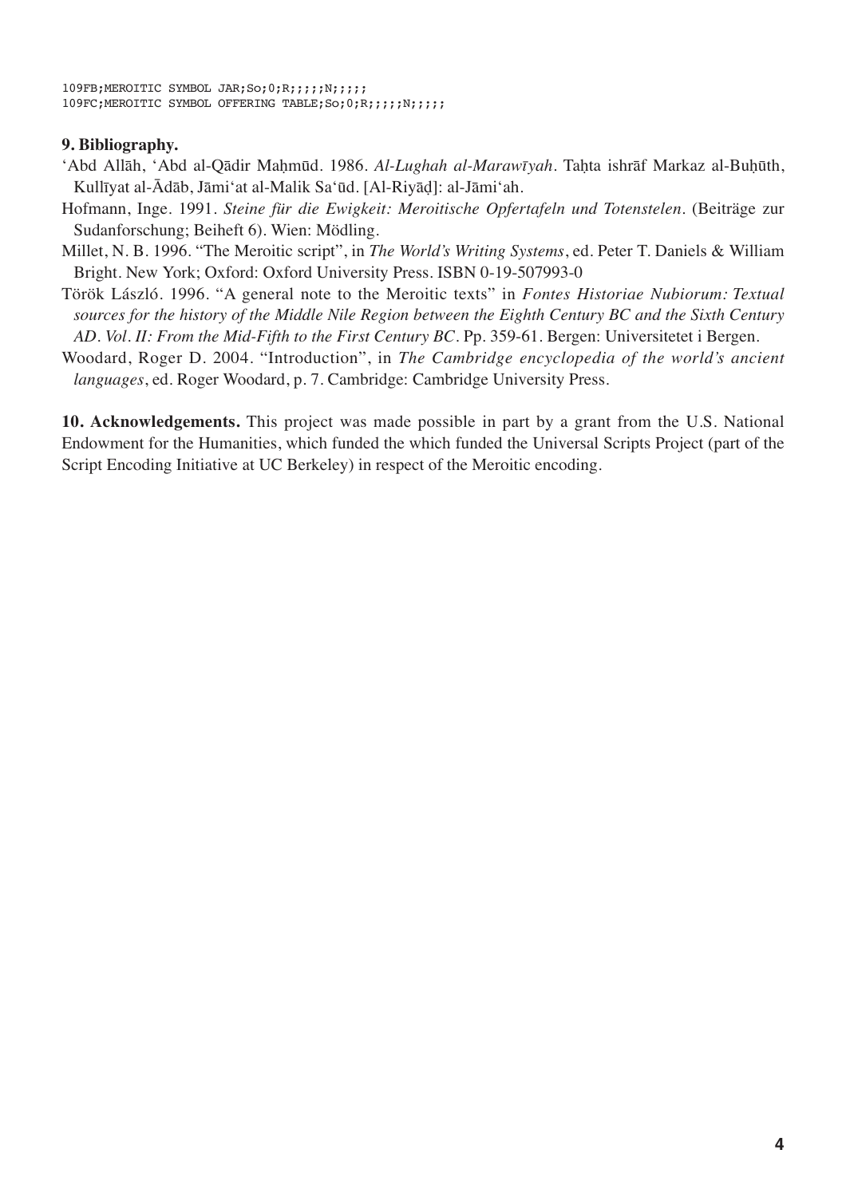```
109FB;MEROITIC SYMBOL JAR;So;0;R;;;;;N;;;;;
109FC;MEROITIC SYMBOL OFFERING TABLE;So;0;R;;;;;N;;;;;
```

**9. Bibliography.**

ʻAbd Allāh, ʻAbd al-Qādir Maḥmūd. 1986. *Al-Lughah al-Marawīyah*. Taḥta ishrāf Markaz al-Buḥūth, Kullīyat al-Ādāb, Jāmiʻat al-Malik Saʻūd. [Al-Riyāḍ]: al-Jāmiʻah.

Hofmann, Inge. 1991. *Steine für die Ewigkeit: Meroitische Opfertafeln und Totenstelen*. (Beiträge zur Sudanforschung; Beiheft 6). Wien: Mödling.

Millet, N. B. 1996. "The Meroitic script", in *The World's Writing Systems*, ed. Peter T. Daniels & William Bright. New York; Oxford: Oxford University Press. ISBN 0-19-507993-0

Török László. 1996. "A general note to the Meroitic texts" in *Fontes Historiae Nubiorum: Textual sources for the history of the Middle Nile Region between the Eighth Century BC and the Sixth Century AD. Vol. II: From the Mid-Fifth to the First Century BC*. Pp. 359-61. Bergen: Universitetet i Bergen.

Woodard, Roger D. 2004. "Introduction", in *The Cambridge encyclopedia of the world's ancient languages*, ed. Roger Woodard, p. 7. Cambridge: Cambridge University Press.

**10. Acknowledgements.** This project was made possible in part by a grant from the U.S. National Endowment for the Humanities, which funded the which funded the Universal Scripts Project (part of the Script Encoding Initiative at UC Berkeley) in respect of the Meroitic encoding.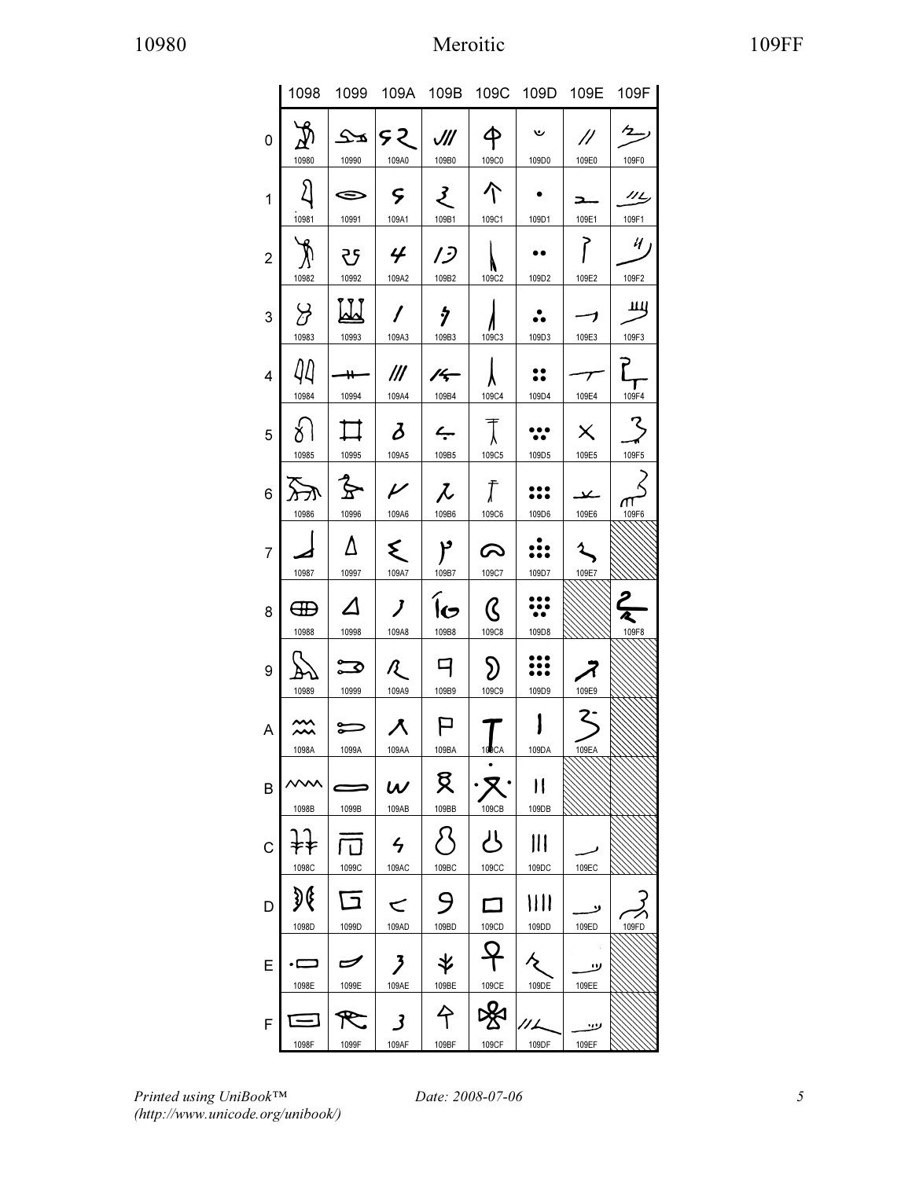| | 1098 | 1099 | 109A | 109B | 109C | 109D | 109E | 109F |
|---|---|---|---|---|---|---|---|---|
| 0 | 10980 | 10990 | 109A0 | 109B0 | 109C0 | 109D0 | 109E0 | 109F0 |
| 1 | 10981 | 10991 | 109A1 | 109B1 | 109C1 | 109D1 | 109E1 | 109F1 |
| 2 | 10982 | 10992 | 109A2 | 109B2 | 109C2 | 109D2 | 109E2 | 109F2 |
| 3 | 10983 | 10993 | 109A3 | 109B3 | 109C3 | 109D3 | 109E3 | 109F3 |
| 4 | 10984 | 10994 | 109A4 | 109B4 | 109C4 | 109D4 | 109E4 | 109F4 |
| 5 | 10985 | 10995 | 109A5 | 109B5 | 109C5 | 109D5 | 109E5 | 109F5 |
| 6 | 10986 | 10996 | 109A6 | 109B6 | 109C6 | 109D6 | 109E6 | 109F6 |
| 7 | 10987 | 10997 | 109A7 | 109B7 | 109C7 | 109D7 | 109E7 | |
| 8 | 10988 | 10998 | 109A8 | 109B8 | 109C8 | 109D8 | | 109F8 |
| 9 | 10989 | 10999 | 109A9 | 109B9 | 109C9 | 109D9 | 109E9 | |
| A | 1098A | 1099A | 109AA | 109BA | 109CA | 109DA | 109EA | |
| B | 1098B | 1099B | 109AB | 109BB | 109CB | 109DB | | |
| C | 1098C | 1099C | 109AC | 109BC | 109CC | 109DC | 109EC | |
| D | 1098D | 1099D | 109AD | 109BD | 109CD | 109DD | 109ED | 109FD |
| E | 1098E | 1099E | 109AE | 109BE | 109CE | 109DE | 109EE | |
| F | 1098F | 1099F | 109AF | 109BF | 109CF | 109DF | 109EF | |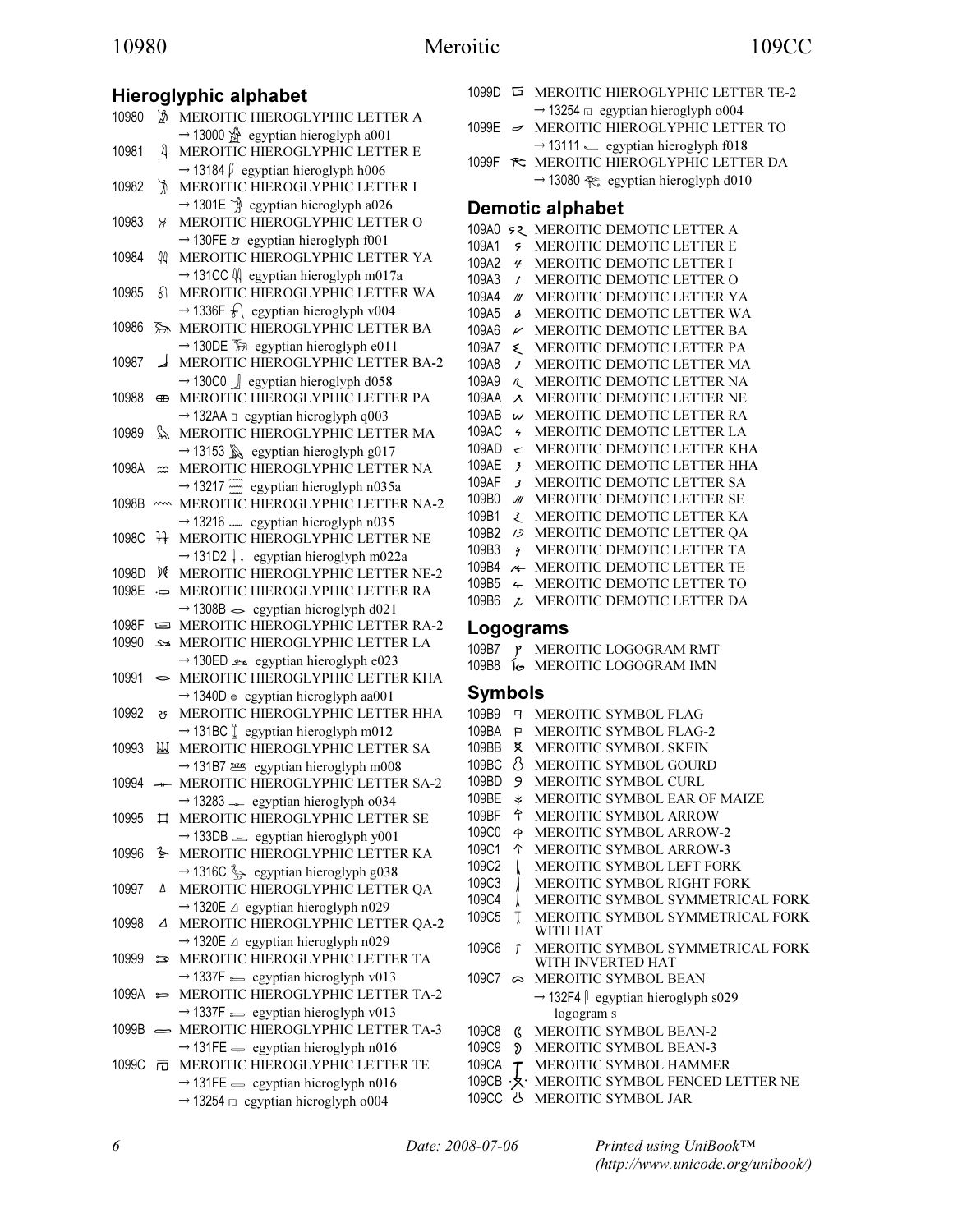## Hieroglyphic alphabet

10980 𐦀 MEROITIC HIEROGLYPHIC LETTER A
→ 13000 𓀀 egyptian hieroglyph a001

10981 𐦁 MEROITIC HIEROGLYPHIC LETTER E
→ 13184 𓆄 egyptian hieroglyph h006

10982 𐦂 MEROITIC HIEROGLYPHIC LETTER I
→ 1301E 𓀞 egyptian hieroglyph a026

10983 𐦃 MEROITIC HIEROGLYPHIC LETTER O
→ 130FE 𓃾 egyptian hieroglyph f001

10984 𐦄 MEROITIC HIEROGLYPHIC LETTER YA
→ 131CC 𓇌 egyptian hieroglyph m017a

10985 𐦅 MEROITIC HIEROGLYPHIC LETTER WA
→ 1336F 𓍯 egyptian hieroglyph v004

10986 𐦆 MEROITIC HIEROGLYPHIC LETTER BA
→ 130DE 𓃞 egyptian hieroglyph e011

10987 𐦇 MEROITIC HIEROGLYPHIC LETTER BA-2
→ 130C0 𓃀 egyptian hieroglyph d058

10988 𐦈 MEROITIC HIEROGLYPHIC LETTER PA
→ 132AA 𓊪 egyptian hieroglyph q003

10989 𐦉 MEROITIC HIEROGLYPHIC LETTER MA
→ 13153 𓅓 egyptian hieroglyph g017

1098A 𐦊 MEROITIC HIEROGLYPHIC LETTER NA
→ 13217 𓈗 egyptian hieroglyph n035a

1098B 𐦋 MEROITIC HIEROGLYPHIC LETTER NA-2
→ 13216 𓈖 egyptian hieroglyph n035

1098C 𐦌 MEROITIC HIEROGLYPHIC LETTER NE
→ 131D2 𓇒 egyptian hieroglyph m022a

1098D 𐦍 MEROITIC HIEROGLYPHIC LETTER NE-2

1098E 𐦎 MEROITIC HIEROGLYPHIC LETTER RA
→ 1308B 𓂋 egyptian hieroglyph d021

1098F 𐦏 MEROITIC HIEROGLYPHIC LETTER RA-2

10990 𐦐 MEROITIC HIEROGLYPHIC LETTER LA
→ 130ED 𓃭 egyptian hieroglyph e023

10991 𐦑 MEROITIC HIEROGLYPHIC LETTER KHA
→ 1340D 𓐍 egyptian hieroglyph aa001

10992 𐦒 MEROITIC HIEROGLYPHIC LETTER HHA
→ 131BC 𓆼 egyptian hieroglyph m012

10993 𐦓 MEROITIC HIEROGLYPHIC LETTER SA
→ 131B7 𓆷 egyptian hieroglyph m008

10994 𐦔 MEROITIC HIEROGLYPHIC LETTER SA-2
→ 13283 𓊃 egyptian hieroglyph o034

10995 𐦕 MEROITIC HIEROGLYPHIC LETTER SE
→ 133DB 𓏛 egyptian hieroglyph y001

10996 𐦖 MEROITIC HIEROGLYPHIC LETTER KA
→ 1316C 𓅬 egyptian hieroglyph g038

10997 𐦗 MEROITIC HIEROGLYPHIC LETTER QA
→ 1320E 𓈎 egyptian hieroglyph n029

10998 𐦘 MEROITIC HIEROGLYPHIC LETTER QA-2
→ 1320E 𓈎 egyptian hieroglyph n029

10999 𐦙 MEROITIC HIEROGLYPHIC LETTER TA
→ 1337F 𓍿 egyptian hieroglyph v013

1099A 𐦚 MEROITIC HIEROGLYPHIC LETTER TA-2
→ 1337F 𓍿 egyptian hieroglyph v013

1099B 𐦛 MEROITIC HIEROGLYPHIC LETTER TA-3
→ 131FE 𓇾 egyptian hieroglyph n016

1099C 𐦜 MEROITIC HIEROGLYPHIC LETTER TE
→ 131FE 𓇾 egyptian hieroglyph n016
→ 13254 𓉔 egyptian hieroglyph o004

1099D 𐦝 MEROITIC HIEROGLYPHIC LETTER TE-2
→ 13254 𓉔 egyptian hieroglyph o004

1099E 𐦞 MEROITIC HIEROGLYPHIC LETTER TO
→ 13111 𓄑 egyptian hieroglyph f018

1099F 𐦟 MEROITIC HIEROGLYPHIC LETTER DA
→ 13080 𓂀 egyptian hieroglyph d010

## Demotic alphabet

109A0 𐦠 MEROITIC DEMOTIC LETTER A
109A1 𐦡 MEROITIC DEMOTIC LETTER E
109A2 𐦢 MEROITIC DEMOTIC LETTER I
109A3 𐦣 MEROITIC DEMOTIC LETTER O
109A4 𐦤 MEROITIC DEMOTIC LETTER YA
109A5 𐦥 MEROITIC DEMOTIC LETTER WA
109A6 𐦦 MEROITIC DEMOTIC LETTER BA
109A7 𐦧 MEROITIC DEMOTIC LETTER PA
109A8 𐦨 MEROITIC DEMOTIC LETTER MA
109A9 𐦩 MEROITIC DEMOTIC LETTER NA
109AA 𐦪 MEROITIC DEMOTIC LETTER NE
109AB 𐦫 MEROITIC DEMOTIC LETTER RA
109AC 𐦬 MEROITIC DEMOTIC LETTER LA
109AD 𐦭 MEROITIC DEMOTIC LETTER KHA
109AE 𐦮 MEROITIC DEMOTIC LETTER HHA
109AF 𐦯 MEROITIC DEMOTIC LETTER SA
109B0 𐦰 MEROITIC DEMOTIC LETTER SE
109B1 𐦱 MEROITIC DEMOTIC LETTER KA
109B2 𐦲 MEROITIC DEMOTIC LETTER QA
109B3 𐦳 MEROITIC DEMOTIC LETTER TA
109B4 𐦴 MEROITIC DEMOTIC LETTER TE
109B5 𐦵 MEROITIC DEMOTIC LETTER TO
109B6 𐦶 MEROITIC DEMOTIC LETTER DA

## Logograms

109B7 𐦷 MEROITIC LOGOGRAM RMT
109B8 𐦸 MEROITIC LOGOGRAM IMN

## Symbols

109B9 MEROITIC SYMBOL FLAG
109BA MEROITIC SYMBOL FLAG-2
109BB MEROITIC SYMBOL SKEIN
109BC MEROITIC SYMBOL GOURD
109BD MEROITIC SYMBOL CURL
109BE 𐦾 MEROITIC SYMBOL EAR OF MAIZE
109BF 𐦿 MEROITIC SYMBOL ARROW
109C0 MEROITIC SYMBOL ARROW-2
109C1 MEROITIC SYMBOL ARROW-3
109C2 MEROITIC SYMBOL LEFT FORK
109C3 MEROITIC SYMBOL RIGHT FORK
109C4 MEROITIC SYMBOL SYMMETRICAL FORK
109C5 MEROITIC SYMBOL SYMMETRICAL FORK WITH HAT
109C6 MEROITIC SYMBOL SYMMETRICAL FORK WITH INVERTED HAT
109C7 MEROITIC SYMBOL BEAN
→ 132F4 𓋴 egyptian hieroglyph s029
logogram s
109C8 MEROITIC SYMBOL BEAN-2
109C9 MEROITIC SYMBOL BEAN-3
109CA MEROITIC SYMBOL HAMMER
109CB MEROITIC SYMBOL FENCED LETTER NE
109CC MEROITIC SYMBOL JAR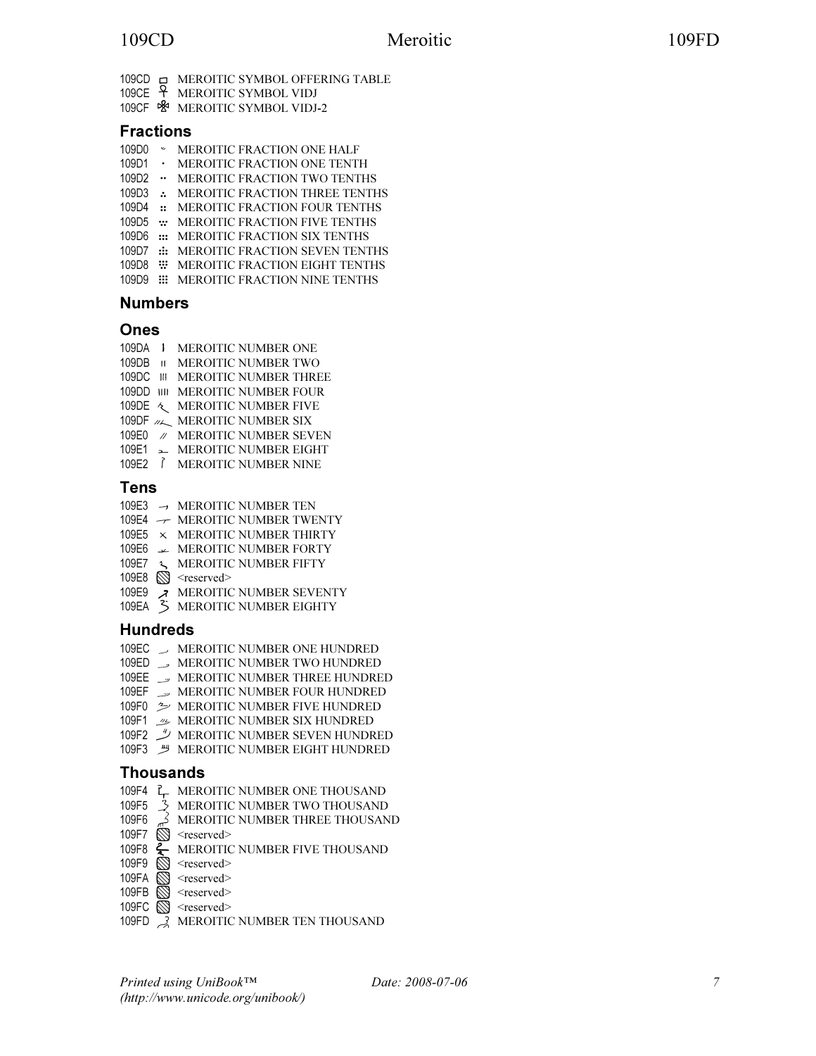109CD MEROITIC SYMBOL OFFERING TABLE
109CE MEROITIC SYMBOL VIDJ
109CF MEROITIC SYMBOL VIDJ-2

### Fractions

109D0 MEROITIC FRACTION ONE HALF
109D1 MEROITIC FRACTION ONE TENTH
109D2 MEROITIC FRACTION TWO TENTHS
109D3 MEROITIC FRACTION THREE TENTHS
109D4 MEROITIC FRACTION FOUR TENTHS
109D5 MEROITIC FRACTION FIVE TENTHS
109D6 MEROITIC FRACTION SIX TENTHS
109D7 MEROITIC FRACTION SEVEN TENTHS
109D8 MEROITIC FRACTION EIGHT TENTHS
109D9 MEROITIC FRACTION NINE TENTHS

### Numbers

### Ones

109DA MEROITIC NUMBER ONE
109DB MEROITIC NUMBER TWO
109DC MEROITIC NUMBER THREE
109DD MEROITIC NUMBER FOUR
109DE MEROITIC NUMBER FIVE
109DF MEROITIC NUMBER SIX
109E0 MEROITIC NUMBER SEVEN
109E1 MEROITIC NUMBER EIGHT
109E2 MEROITIC NUMBER NINE

### Tens

109E3 MEROITIC NUMBER TEN
109E4 MEROITIC NUMBER TWENTY
109E5 MEROITIC NUMBER THIRTY
109E6 MEROITIC NUMBER FORTY
109E7 MEROITIC NUMBER FIFTY
109E8 <reserved>
109E9 MEROITIC NUMBER SEVENTY
109EA MEROITIC NUMBER EIGHTY

### Hundreds

109EC MEROITIC NUMBER ONE HUNDRED
109ED MEROITIC NUMBER TWO HUNDRED
109EE MEROITIC NUMBER THREE HUNDRED
109EF MEROITIC NUMBER FOUR HUNDRED
109F0 MEROITIC NUMBER FIVE HUNDRED
109F1 MEROITIC NUMBER SIX HUNDRED
109F2 MEROITIC NUMBER SEVEN HUNDRED
109F3 MEROITIC NUMBER EIGHT HUNDRED

### Thousands

109F4 MEROITIC NUMBER ONE THOUSAND
109F5 MEROITIC NUMBER TWO THOUSAND
109F6 MEROITIC NUMBER THREE THOUSAND
109F7 <reserved>
109F8 MEROITIC NUMBER FIVE THOUSAND
109F9 <reserved>
109FA <reserved>
109FB <reserved>
109FC <reserved>
109FD MEROITIC NUMBER TEN THOUSAND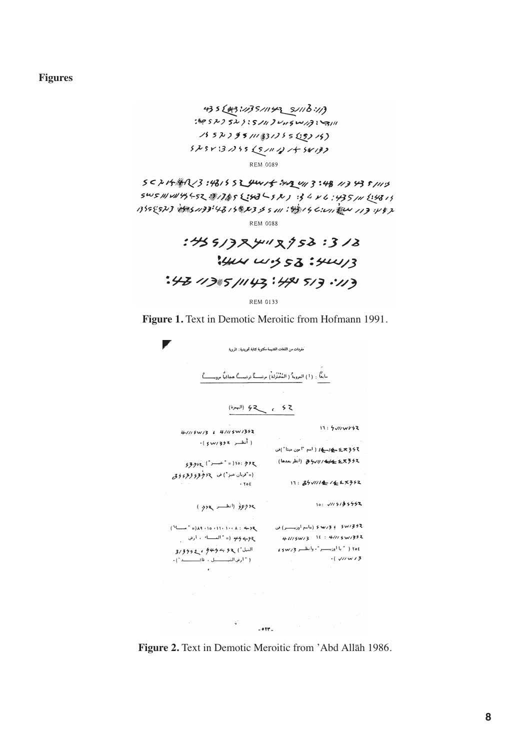**Figures**

REM 0089

REM 0088

REM 0133

**Figure 1.** Text in Demotic Meroitic from Hofmann 1991.

**Figure 2.** Text in Demotic Meroitic from 'Abd Allāh 1986.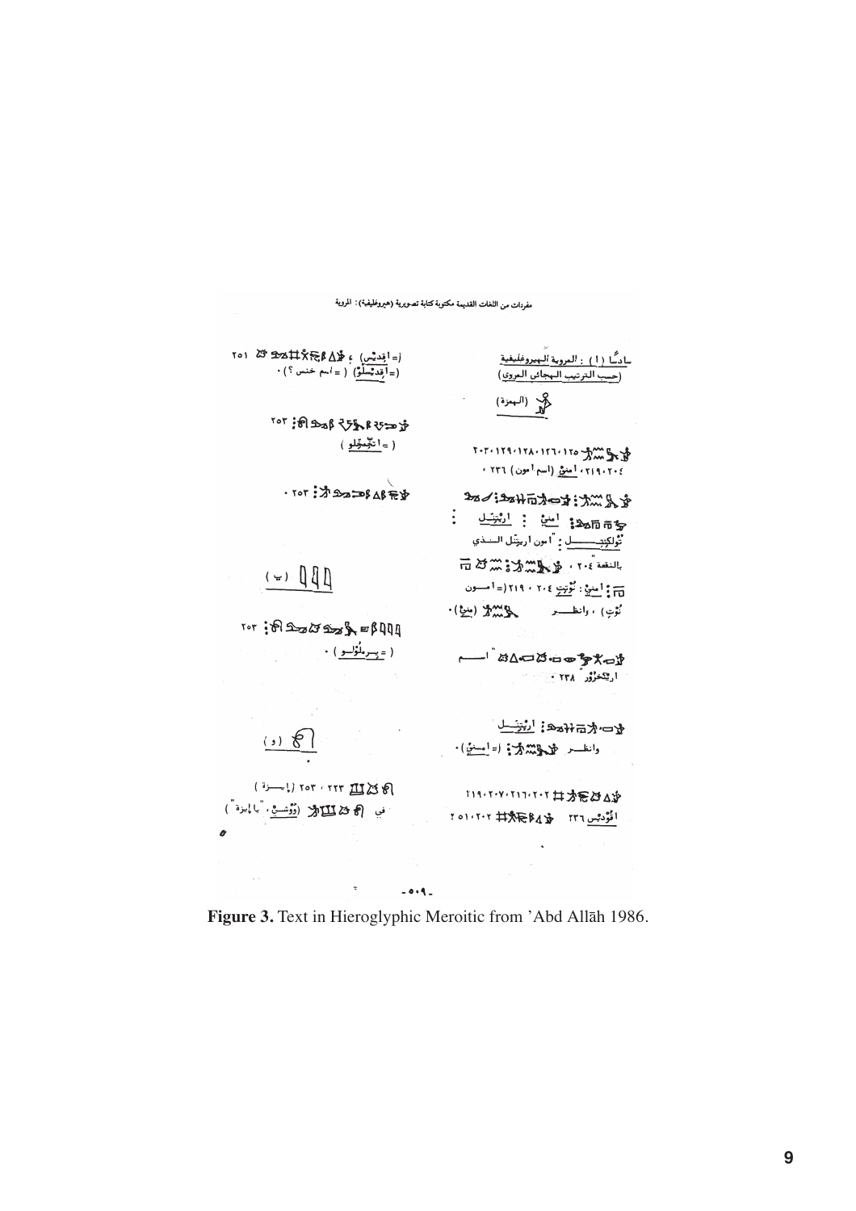**Figure 3.** Text in Hieroglyphic Meroitic from ’Abd Allāh 1986.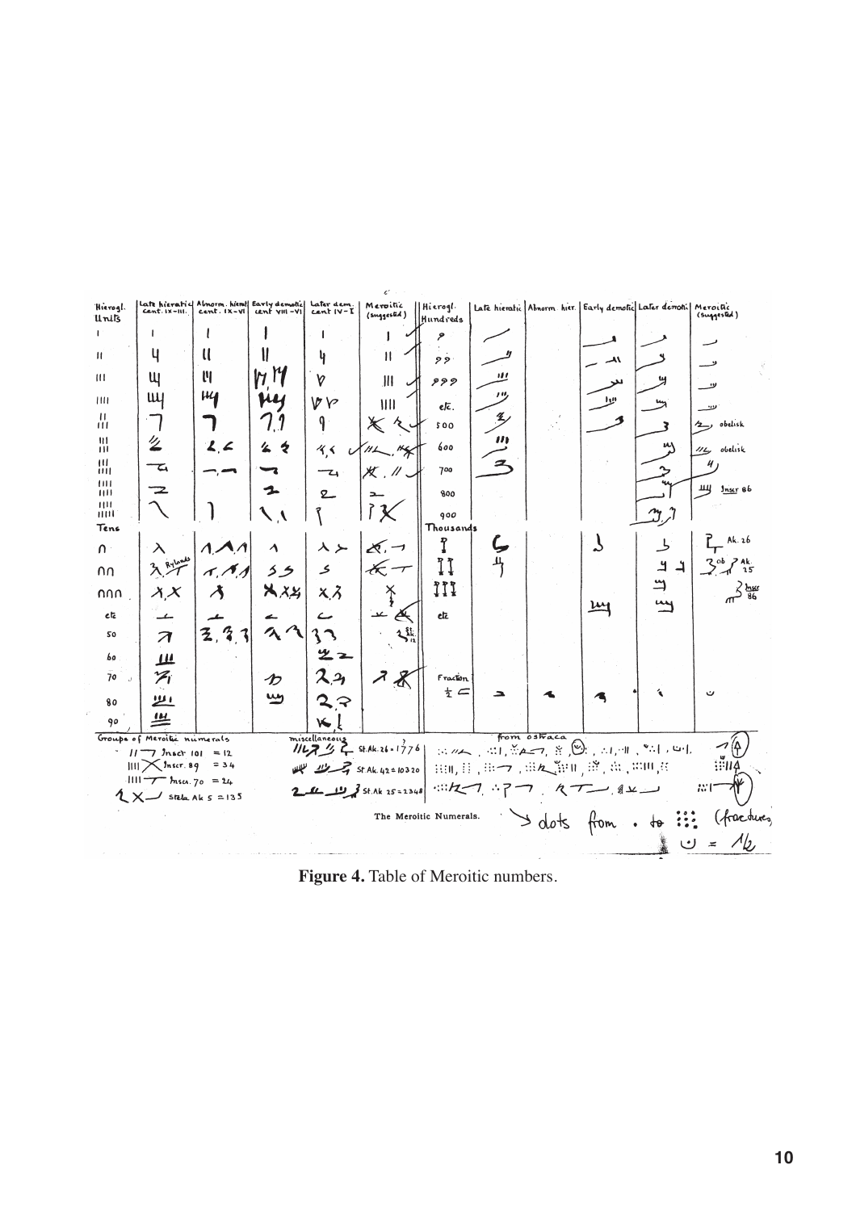Figure 4. Table of Meroitic numbers.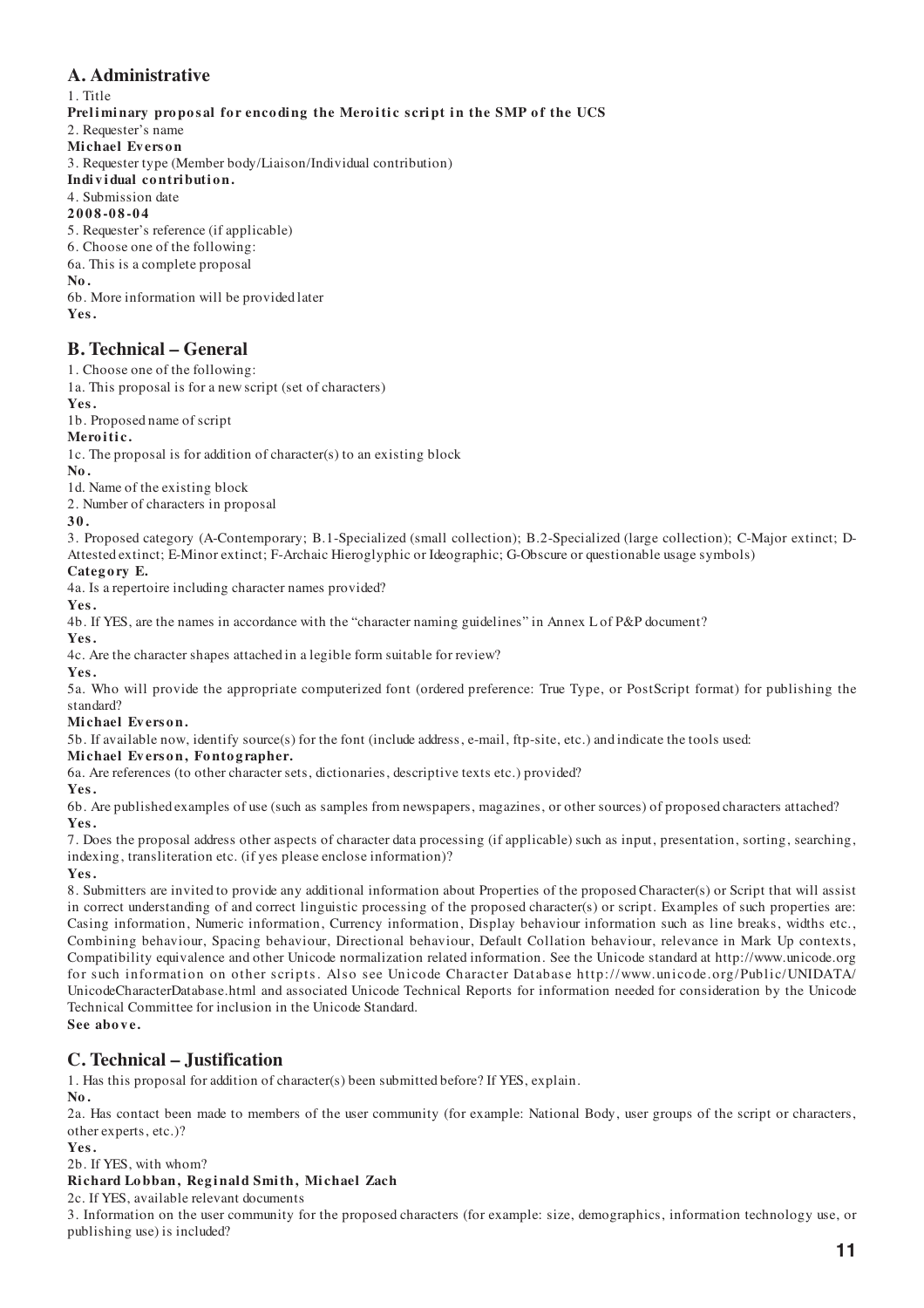## A. Administrative

1. Title

**Preliminary proposal for encoding the Meroitic script in the SMP of the UCS**

2. Requester's name

**Michael Everson**

3. Requester type (Member body/Liaison/Individual contribution)

**Individual contribution.**

4. Submission date

**2008-08-04**

5. Requester's reference (if applicable)

6. Choose one of the following:

6a. This is a complete proposal

**No.**

6b. More information will be provided later

**Yes.**

## B. Technical – General

1. Choose one of the following:

1a. This proposal is for a new script (set of characters)

**Yes.**

1b. Proposed name of script

**Meroitic.**

1c. The proposal is for addition of character(s) to an existing block

**No.**

1d. Name of the existing block

2. Number of characters in proposal

**30.**

3. Proposed category (A-Contemporary; B.1-Specialized (small collection); B.2-Specialized (large collection); C-Major extinct; D-Attested extinct; E-Minor extinct; F-Archaic Hieroglyphic or Ideographic; G-Obscure or questionable usage symbols)

**Category E.**

4a. Is a repertoire including character names provided?

**Yes.**

4b. If YES, are the names in accordance with the "character naming guidelines" in Annex L of P&P document?

**Yes.**

4c. Are the character shapes attached in a legible form suitable for review?

**Yes.**

5a. Who will provide the appropriate computerized font (ordered preference: True Type, or PostScript format) for publishing the standard?

**Michael Everson.**

5b. If available now, identify source(s) for the font (include address, e-mail, ftp-site, etc.) and indicate the tools used:

**Michael Everson, Fontographer.**

6a. Are references (to other character sets, dictionaries, descriptive texts etc.) provided?

**Yes.**

6b. Are published examples of use (such as samples from newspapers, magazines, or other sources) of proposed characters attached?

**Yes.**

7. Does the proposal address other aspects of character data processing (if applicable) such as input, presentation, sorting, searching, indexing, transliteration etc. (if yes please enclose information)?

**Yes.**

8. Submitters are invited to provide any additional information about Properties of the proposed Character(s) or Script that will assist in correct understanding of and correct linguistic processing of the proposed character(s) or script. Examples of such properties are: Casing information, Numeric information, Currency information, Display behaviour information such as line breaks, widths etc., Combining behaviour, Spacing behaviour, Directional behaviour, Default Collation behaviour, relevance in Mark Up contexts, Compatibility equivalence and other Unicode normalization related information. See the Unicode standard at http://www.unicode.org for such information on other scripts. Also see Unicode Character Database http://www.unicode.org/Public/UNIDATA/UnicodeCharacterDatabase.html and associated Unicode Technical Reports for information needed for consideration by the Unicode Technical Committee for inclusion in the Unicode Standard.

**See above.**

## C. Technical – Justification

1. Has this proposal for addition of character(s) been submitted before? If YES, explain.

**No.**

2a. Has contact been made to members of the user community (for example: National Body, user groups of the script or characters, other experts, etc.)?

**Yes.**

2b. If YES, with whom?

**Richard Lobban, Reginald Smith, Michael Zach**

2c. If YES, available relevant documents

3. Information on the user community for the proposed characters (for example: size, demographics, information technology use, or publishing use) is included?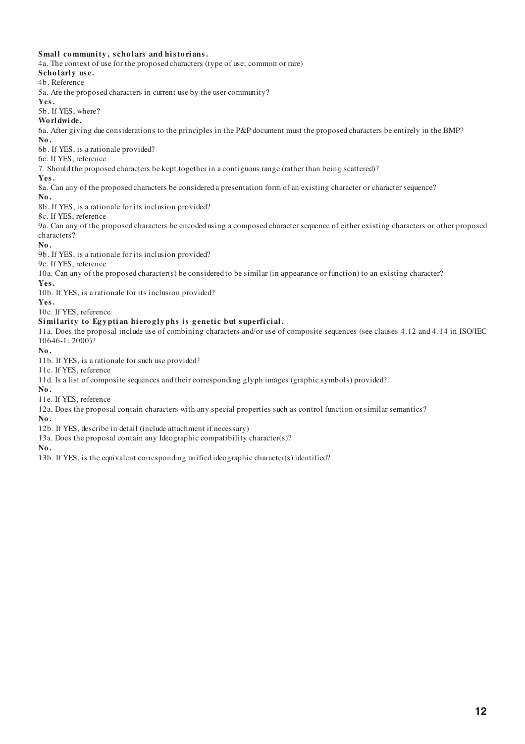**Small community, scholars and historians.**

4a. The context of use for the proposed characters (type of use; common or rare)

**Scholarly use.**

4b. Reference

5a. Are the proposed characters in current use by the user community?

**Yes.**

5b. If YES, where?

**Worldwide.**

6a. After giving due considerations to the principles in the P&P document must the proposed characters be entirely in the BMP?

**No.**

6b. If YES, is a rationale provided?

6c. If YES, reference

7. Should the proposed characters be kept together in a contiguous range (rather than being scattered)?

**Yes.**

8a. Can any of the proposed characters be considered a presentation form of an existing character or character sequence?

**No.**

8b. If YES, is a rationale for its inclusion provided?

8c. If YES, reference

9a. Can any of the proposed characters be encoded using a composed character sequence of either existing characters or other proposed characters?

**No.**

9b. If YES, is a rationale for its inclusion provided?

9c. If YES, reference

10a. Can any of the proposed character(s) be considered to be similar (in appearance or function) to an existing character?

**Yes.**

10b. If YES, is a rationale for its inclusion provided?

**Yes.**

10c. If YES, reference

**Similarity to Egyptian hieroglyphs is genetic but superficial.**

11a. Does the proposal include use of combining characters and/or use of composite sequences (see clauses 4.12 and 4.14 in ISO/IEC 10646-1: 2000)?

**No.**

11b. If YES, is a rationale for such use provided?

11c. If YES, reference

11d. Is a list of composite sequences and their corresponding glyph images (graphic symbols) provided?

**No.**

11e. If YES, reference

12a. Does the proposal contain characters with any special properties such as control function or similar semantics?

**No.**

12b. If YES, describe in detail (include attachment if necessary)

13a. Does the proposal contain any Ideographic compatibility character(s)?

**No.**

13b. If YES, is the equivalent corresponding unified ideographic character(s) identified?